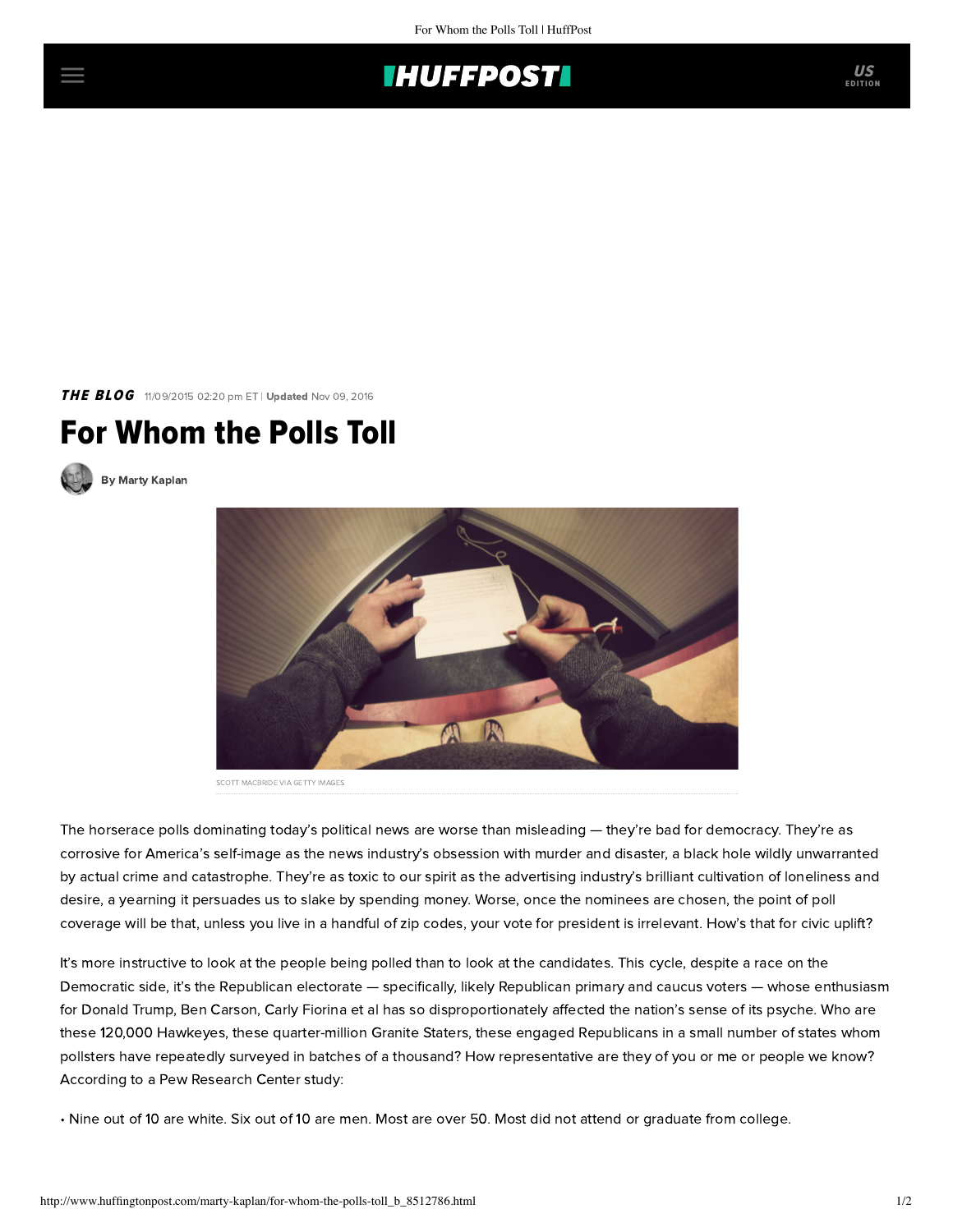**THE BLOG** 11/09/2015 02:20 pm ET | **Updated** Nov 09, 2016

# For Whom the Polls Toll

By Marty Kaplan

SCOTT MACBRIDE VIA GETTY IMAGES

The horserace polls dominating today's political news are worse than misleading — they're bad for democracy. They're as corrosive for America's self-image as the news industry's obsession with murder and disaster, a black hole wildly unwarranted by actual crime and catastrophe. They're as toxic to our spirit as the advertising industry's brilliant cultivation of loneliness and desire, a yearning it persuades us to slake by spending money. Worse, once the nominees are chosen, the point of poll coverage will be that, unless you live in a handful of zip codes, your vote for president is irrelevant. How's that for civic uplift?

It's more instructive to look at the people being polled than to look at the candidates. This cycle, despite a race on the Democratic side, it's the Republican electorate — specifically, likely Republican primary and caucus voters — whose enthusiasm for Donald Trump, Ben Carson, Carly Fiorina et al has so disproportionately affected the nation's sense of its psyche. Who are these 120,000 Hawkeyes, these quarter-million Granite Staters, these engaged Republicans in a small number of states whom pollsters have repeatedly surveyed in batches of a thousand? How representative are they of you or me or people we know? According to a Pew Research Center study:

• Nine out of 10 are white. Six out of 10 are men. Most are over 50. Most did not attend or graduate from college.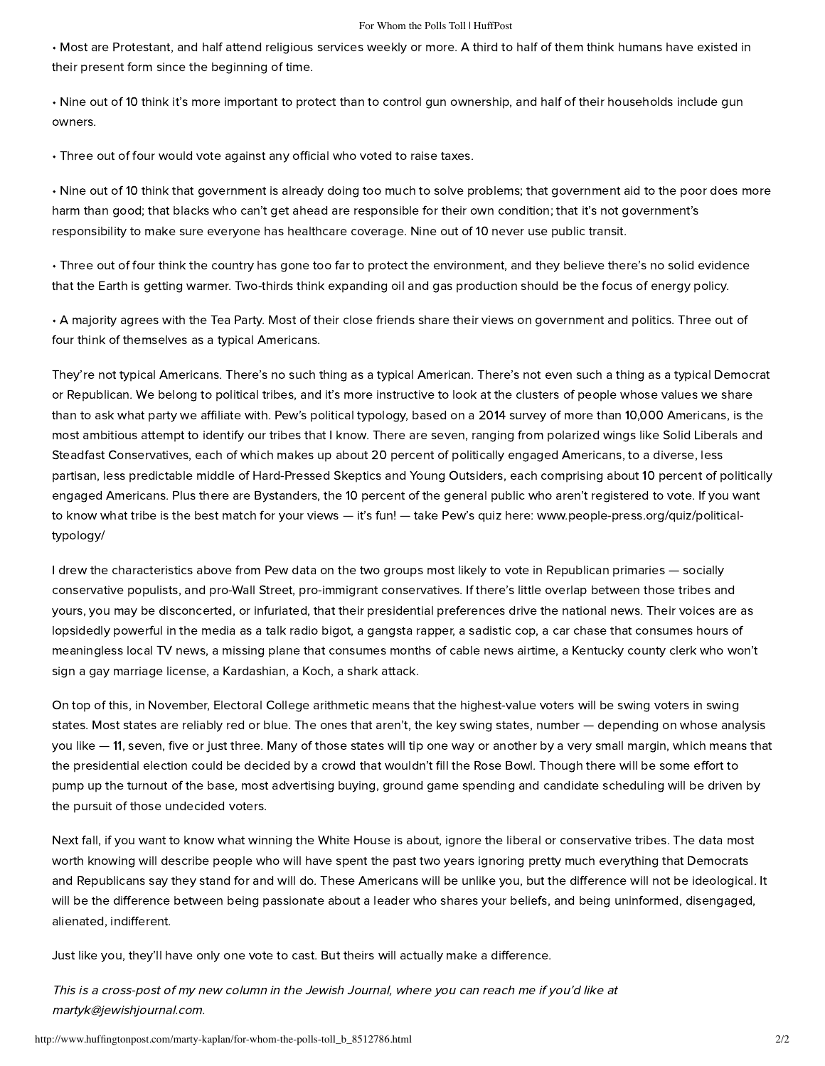- Most are Protestant, and half attend religious services weekly or more. A third to half of them think humans have existed in their present form since the beginning of time.

- Nine out of 10 think it's more important to protect than to control gun ownership, and half of their households include gun owners.

- Three out of four would vote against any official who voted to raise taxes.

- Nine out of 10 think that government is already doing too much to solve problems; that government aid to the poor does more harm than good; that blacks who can't get ahead are responsible for their own condition; that it's not government's responsibility to make sure everyone has healthcare coverage. Nine out of 10 never use public transit.

- Three out of four think the country has gone too far to protect the environment, and they believe there's no solid evidence that the Earth is getting warmer. Two-thirds think expanding oil and gas production should be the focus of energy policy.

- A majority agrees with the Tea Party. Most of their close friends share their views on government and politics. Three out of four think of themselves as a typical Americans.

They're not typical Americans. There's no such thing as a typical American. There's not even such a thing as a typical Democrat or Republican. We belong to political tribes, and it's more instructive to look at the clusters of people whose values we share than to ask what party we affiliate with. Pew's political typology, based on a 2014 survey of more than 10,000 Americans, is the most ambitious attempt to identify our tribes that I know. There are seven, ranging from polarized wings like Solid Liberals and Steadfast Conservatives, each of which makes up about 20 percent of politically engaged Americans, to a diverse, less partisan, less predictable middle of Hard-Pressed Skeptics and Young Outsiders, each comprising about 10 percent of politically engaged Americans. Plus there are Bystanders, the 10 percent of the general public who aren't registered to vote. If you want to know what tribe is the best match for your views — it's fun! — take Pew's quiz here: www.people-press.org/quiz/political-typology/

I drew the characteristics above from Pew data on the two groups most likely to vote in Republican primaries — socially conservative populists, and pro-Wall Street, pro-immigrant conservatives. If there's little overlap between those tribes and yours, you may be disconcerted, or infuriated, that their presidential preferences drive the national news. Their voices are as lopsidedly powerful in the media as a talk radio bigot, a gangsta rapper, a sadistic cop, a car chase that consumes hours of meaningless local TV news, a missing plane that consumes months of cable news airtime, a Kentucky county clerk who won't sign a gay marriage license, a Kardashian, a Koch, a shark attack.

On top of this, in November, Electoral College arithmetic means that the highest-value voters will be swing voters in swing states. Most states are reliably red or blue. The ones that aren't, the key swing states, number — depending on whose analysis you like — 11, seven, five or just three. Many of those states will tip one way or another by a very small margin, which means that the presidential election could be decided by a crowd that wouldn't fill the Rose Bowl. Though there will be some effort to pump up the turnout of the base, most advertising buying, ground game spending and candidate scheduling will be driven by the pursuit of those undecided voters.

Next fall, if you want to know what winning the White House is about, ignore the liberal or conservative tribes. The data most worth knowing will describe people who will have spent the past two years ignoring pretty much everything that Democrats and Republicans say they stand for and will do. These Americans will be unlike you, but the difference will not be ideological. It will be the difference between being passionate about a leader who shares your beliefs, and being uninformed, disengaged, alienated, indifferent.

Just like you, they'll have only one vote to cast. But theirs will actually make a difference.

*This is a cross-post of my new column in the Jewish Journal, where you can reach me if you'd like at martyk@jewishjournal.com.*